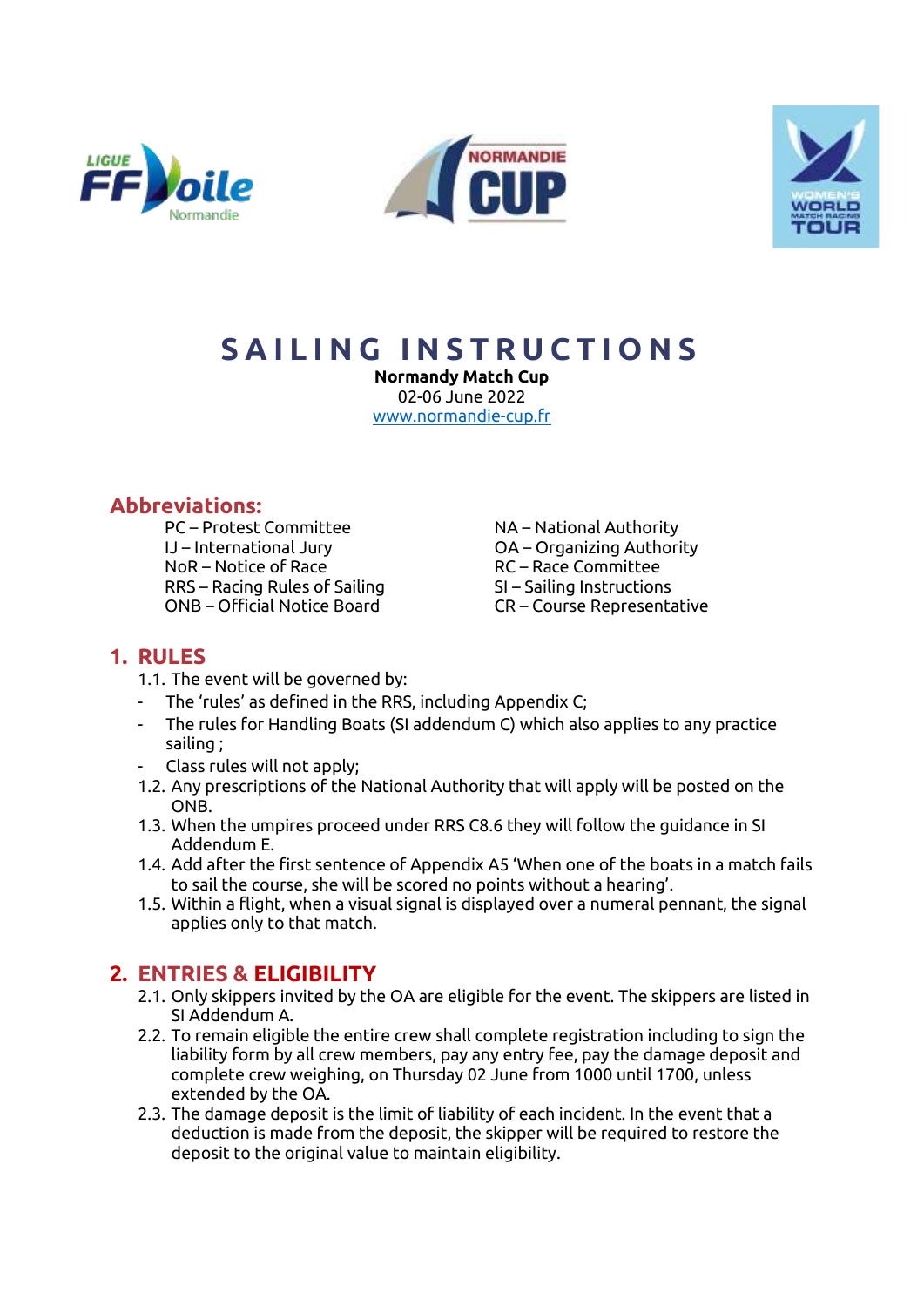# SAILING INSTRUCTIONS

**Normandy Match Cup**
02-06 June 2022
www.normandie-cup.fr

## Abbreviations:

PC – Protest Committee
IJ – International Jury
NoR – Notice of Race
RRS – Racing Rules of Sailing
ONB – Official Notice Board
NA – National Authority
OA – Organizing Authority
RC – Race Committee
SI – Sailing Instructions
CR – Course Representative

## 1. RULES

1.1. The event will be governed by:
- The 'rules' as defined in the RRS, including Appendix C;
- The rules for Handling Boats (SI addendum C) which also applies to any practice sailing ;
- Class rules will not apply;

1.2. Any prescriptions of the National Authority that will apply will be posted on the ONB.

1.3. When the umpires proceed under RRS C8.6 they will follow the guidance in SI Addendum E.

1.4. Add after the first sentence of Appendix A5 'When one of the boats in a match fails to sail the course, she will be scored no points without a hearing'.

1.5. Within a flight, when a visual signal is displayed over a numeral pennant, the signal applies only to that match.

## 2. ENTRIES & ELIGIBILITY

2.1. Only skippers invited by the OA are eligible for the event. The skippers are listed in SI Addendum A.

2.2. To remain eligible the entire crew shall complete registration including to sign the liability form by all crew members, pay any entry fee, pay the damage deposit and complete crew weighing, on Thursday 02 June from 1000 until 1700, unless extended by the OA.

2.3. The damage deposit is the limit of liability of each incident. In the event that a deduction is made from the deposit, the skipper will be required to restore the deposit to the original value to maintain eligibility.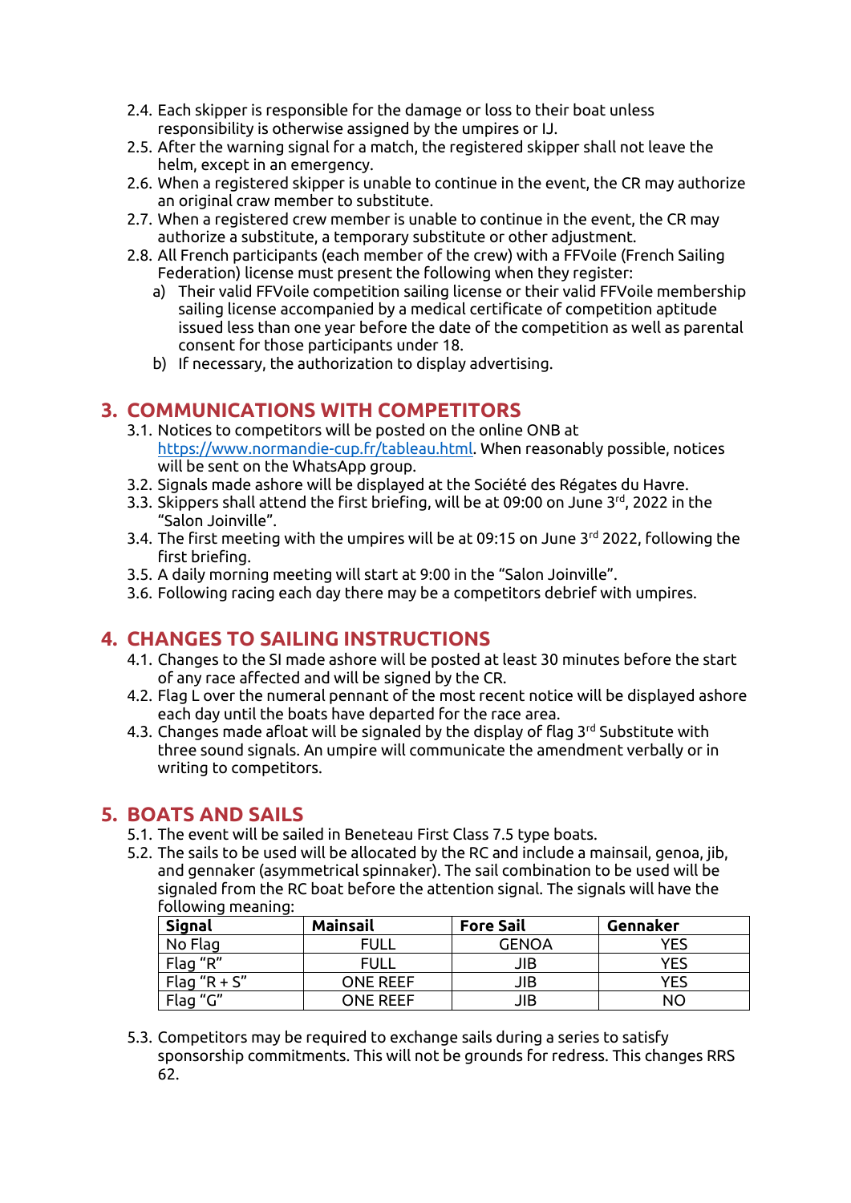2.4. Each skipper is responsible for the damage or loss to their boat unless responsibility is otherwise assigned by the umpires or IJ.

2.5. After the warning signal for a match, the registered skipper shall not leave the helm, except in an emergency.

2.6. When a registered skipper is unable to continue in the event, the CR may authorize an original craw member to substitute.

2.7. When a registered crew member is unable to continue in the event, the CR may authorize a substitute, a temporary substitute or other adjustment.

2.8. All French participants (each member of the crew) with a FFVoile (French Sailing Federation) license must present the following when they register:

a) Their valid FFVoile competition sailing license or their valid FFVoile membership sailing license accompanied by a medical certificate of competition aptitude issued less than one year before the date of the competition as well as parental consent for those participants under 18.

b) If necessary, the authorization to display advertising.

## 3. COMMUNICATIONS WITH COMPETITORS

3.1. Notices to competitors will be posted on the online ONB at https://www.normandie-cup.fr/tableau.html. When reasonably possible, notices will be sent on the WhatsApp group.

3.2. Signals made ashore will be displayed at the Société des Régates du Havre.

3.3. Skippers shall attend the first briefing, will be at 09:00 on June 3rd, 2022 in the "Salon Joinville".

3.4. The first meeting with the umpires will be at 09:15 on June 3rd 2022, following the first briefing.

3.5. A daily morning meeting will start at 9:00 in the "Salon Joinville".

3.6. Following racing each day there may be a competitors debrief with umpires.

## 4. CHANGES TO SAILING INSTRUCTIONS

4.1. Changes to the SI made ashore will be posted at least 30 minutes before the start of any race affected and will be signed by the CR.

4.2. Flag L over the numeral pennant of the most recent notice will be displayed ashore each day until the boats have departed for the race area.

4.3. Changes made afloat will be signaled by the display of flag 3rd Substitute with three sound signals. An umpire will communicate the amendment verbally or in writing to competitors.

## 5. BOATS AND SAILS

5.1. The event will be sailed in Beneteau First Class 7.5 type boats.

5.2. The sails to be used will be allocated by the RC and include a mainsail, genoa, jib, and gennaker (asymmetrical spinnaker). The sail combination to be used will be signaled from the RC boat before the attention signal. The signals will have the following meaning:

| Signal | Mainsail | Fore Sail | Gennaker |
|---|---|---|---|
| No Flag | FULL | GENOA | YES |
| Flag "R" | FULL | JIB | YES |
| Flag "R + S" | ONE REEF | JIB | YES |
| Flag "G" | ONE REEF | JIB | NO |

5.3. Competitors may be required to exchange sails during a series to satisfy sponsorship commitments. This will not be grounds for redress. This changes RRS 62.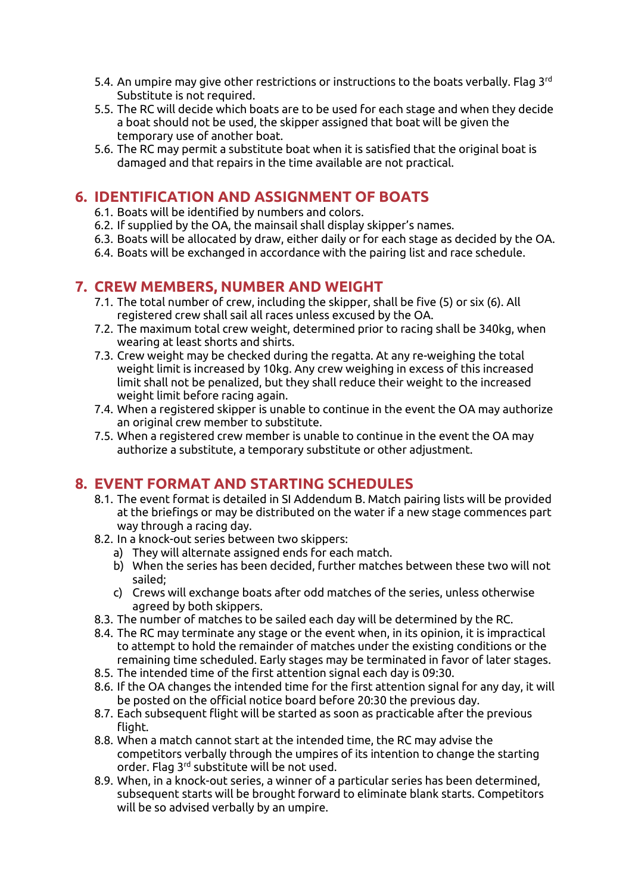5.4. An umpire may give other restrictions or instructions to the boats verbally. Flag 3rd Substitute is not required.

5.5. The RC will decide which boats are to be used for each stage and when they decide a boat should not be used, the skipper assigned that boat will be given the temporary use of another boat.

5.6. The RC may permit a substitute boat when it is satisfied that the original boat is damaged and that repairs in the time available are not practical.

## 6. IDENTIFICATION AND ASSIGNMENT OF BOATS

6.1. Boats will be identified by numbers and colors.

6.2. If supplied by the OA, the mainsail shall display skipper's names.

6.3. Boats will be allocated by draw, either daily or for each stage as decided by the OA.

6.4. Boats will be exchanged in accordance with the pairing list and race schedule.

## 7. CREW MEMBERS, NUMBER AND WEIGHT

7.1. The total number of crew, including the skipper, shall be five (5) or six (6). All registered crew shall sail all races unless excused by the OA.

7.2. The maximum total crew weight, determined prior to racing shall be 340kg, when wearing at least shorts and shirts.

7.3. Crew weight may be checked during the regatta. At any re-weighing the total weight limit is increased by 10kg. Any crew weighing in excess of this increased limit shall not be penalized, but they shall reduce their weight to the increased weight limit before racing again.

7.4. When a registered skipper is unable to continue in the event the OA may authorize an original crew member to substitute.

7.5. When a registered crew member is unable to continue in the event the OA may authorize a substitute, a temporary substitute or other adjustment.

## 8. EVENT FORMAT AND STARTING SCHEDULES

8.1. The event format is detailed in SI Addendum B. Match pairing lists will be provided at the briefings or may be distributed on the water if a new stage commences part way through a racing day.

8.2. In a knock-out series between two skippers:

a) They will alternate assigned ends for each match.

b) When the series has been decided, further matches between these two will not sailed;

c) Crews will exchange boats after odd matches of the series, unless otherwise agreed by both skippers.

8.3. The number of matches to be sailed each day will be determined by the RC.

8.4. The RC may terminate any stage or the event when, in its opinion, it is impractical to attempt to hold the remainder of matches under the existing conditions or the remaining time scheduled. Early stages may be terminated in favor of later stages.

8.5. The intended time of the first attention signal each day is 09:30.

8.6. If the OA changes the intended time for the first attention signal for any day, it will be posted on the official notice board before 20:30 the previous day.

8.7. Each subsequent flight will be started as soon as practicable after the previous flight.

8.8. When a match cannot start at the intended time, the RC may advise the competitors verbally through the umpires of its intention to change the starting order. Flag 3rd substitute will be not used.

8.9. When, in a knock-out series, a winner of a particular series has been determined, subsequent starts will be brought forward to eliminate blank starts. Competitors will be so advised verbally by an umpire.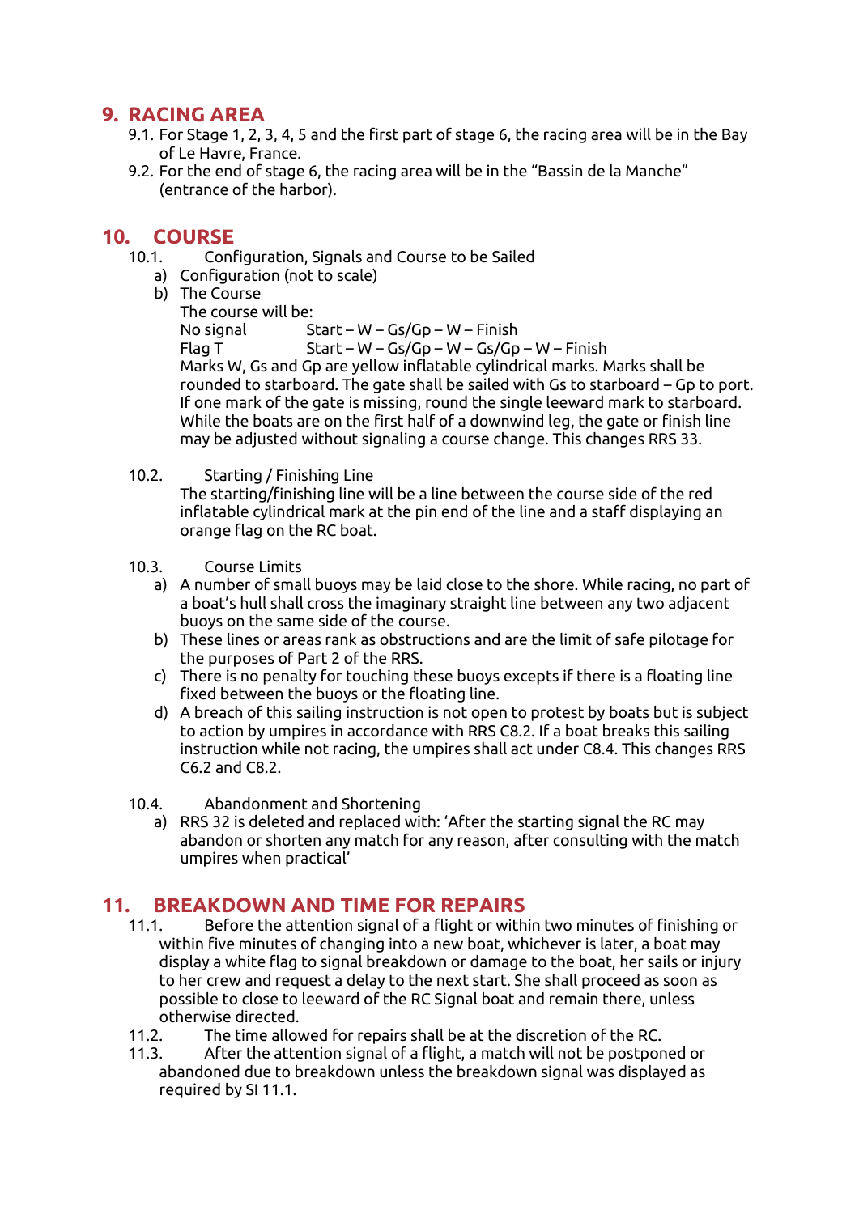## 9. RACING AREA

9.1. For Stage 1, 2, 3, 4, 5 and the first part of stage 6, the racing area will be in the Bay of Le Havre, France.

9.2. For the end of stage 6, the racing area will be in the "Bassin de la Manche" (entrance of the harbor).

## 10. COURSE

10.1. Configuration, Signals and Course to be Sailed

a) Configuration (not to scale)

b) The Course

The course will be:

No signal Start – W – Gs/Gp – W – Finish

Flag T Start – W – Gs/Gp – W – Gs/Gp – W – Finish

Marks W, Gs and Gp are yellow inflatable cylindrical marks. Marks shall be rounded to starboard. The gate shall be sailed with Gs to starboard – Gp to port. If one mark of the gate is missing, round the single leeward mark to starboard. While the boats are on the first half of a downwind leg, the gate or finish line may be adjusted without signaling a course change. This changes RRS 33.

10.2. Starting / Finishing Line

The starting/finishing line will be a line between the course side of the red inflatable cylindrical mark at the pin end of the line and a staff displaying an orange flag on the RC boat.

10.3. Course Limits

a) A number of small buoys may be laid close to the shore. While racing, no part of a boat's hull shall cross the imaginary straight line between any two adjacent buoys on the same side of the course.

b) These lines or areas rank as obstructions and are the limit of safe pilotage for the purposes of Part 2 of the RRS.

c) There is no penalty for touching these buoys excepts if there is a floating line fixed between the buoys or the floating line.

d) A breach of this sailing instruction is not open to protest by boats but is subject to action by umpires in accordance with RRS C8.2. If a boat breaks this sailing instruction while not racing, the umpires shall act under C8.4. This changes RRS C6.2 and C8.2.

10.4. Abandonment and Shortening

a) RRS 32 is deleted and replaced with: 'After the starting signal the RC may abandon or shorten any match for any reason, after consulting with the match umpires when practical'

## 11. BREAKDOWN AND TIME FOR REPAIRS

11.1. Before the attention signal of a flight or within two minutes of finishing or within five minutes of changing into a new boat, whichever is later, a boat may display a white flag to signal breakdown or damage to the boat, her sails or injury to her crew and request a delay to the next start. She shall proceed as soon as possible to close to leeward of the RC Signal boat and remain there, unless otherwise directed.

11.2. The time allowed for repairs shall be at the discretion of the RC.

11.3. After the attention signal of a flight, a match will not be postponed or abandoned due to breakdown unless the breakdown signal was displayed as required by SI 11.1.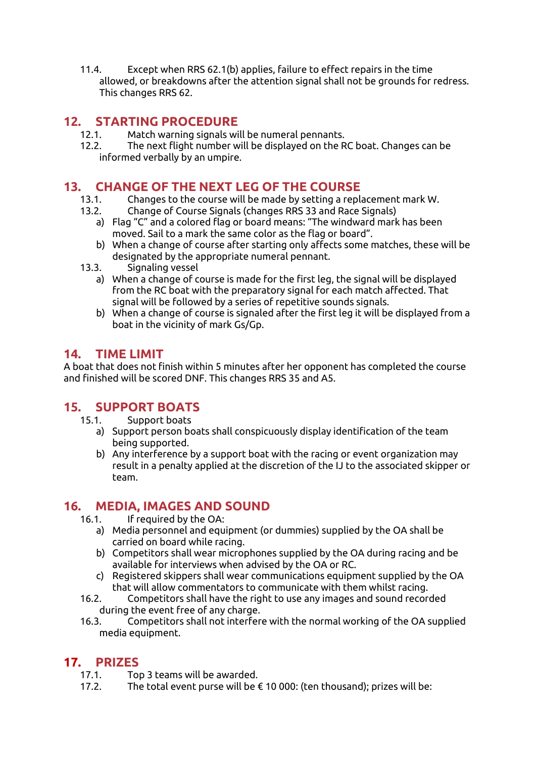11.4. Except when RRS 62.1(b) applies, failure to effect repairs in the time allowed, or breakdowns after the attention signal shall not be grounds for redress. This changes RRS 62.

## 12. STARTING PROCEDURE

12.1. Match warning signals will be numeral pennants.

12.2. The next flight number will be displayed on the RC boat. Changes can be informed verbally by an umpire.

## 13. CHANGE OF THE NEXT LEG OF THE COURSE

13.1. Changes to the course will be made by setting a replacement mark W.

13.2. Change of Course Signals (changes RRS 33 and Race Signals)

a) Flag “C” and a colored flag or board means: “The windward mark has been moved. Sail to a mark the same color as the flag or board”.

b) When a change of course after starting only affects some matches, these will be designated by the appropriate numeral pennant.

13.3. Signaling vessel

a) When a change of course is made for the first leg, the signal will be displayed from the RC boat with the preparatory signal for each match affected. That signal will be followed by a series of repetitive sounds signals.

b) When a change of course is signaled after the first leg it will be displayed from a boat in the vicinity of mark Gs/Gp.

## 14. TIME LIMIT

A boat that does not finish within 5 minutes after her opponent has completed the course and finished will be scored DNF. This changes RRS 35 and A5.

## 15. SUPPORT BOATS

15.1. Support boats

a) Support person boats shall conspicuously display identification of the team being supported.

b) Any interference by a support boat with the racing or event organization may result in a penalty applied at the discretion of the IJ to the associated skipper or team.

## 16. MEDIA, IMAGES AND SOUND

16.1. If required by the OA:

a) Media personnel and equipment (or dummies) supplied by the OA shall be carried on board while racing.

b) Competitors shall wear microphones supplied by the OA during racing and be available for interviews when advised by the OA or RC.

c) Registered skippers shall wear communications equipment supplied by the OA that will allow commentators to communicate with them whilst racing.

16.2. Competitors shall have the right to use any images and sound recorded during the event free of any charge.

16.3. Competitors shall not interfere with the normal working of the OA supplied media equipment.

## 17. PRIZES

17.1. Top 3 teams will be awarded.

17.2. The total event purse will be € 10 000: (ten thousand); prizes will be: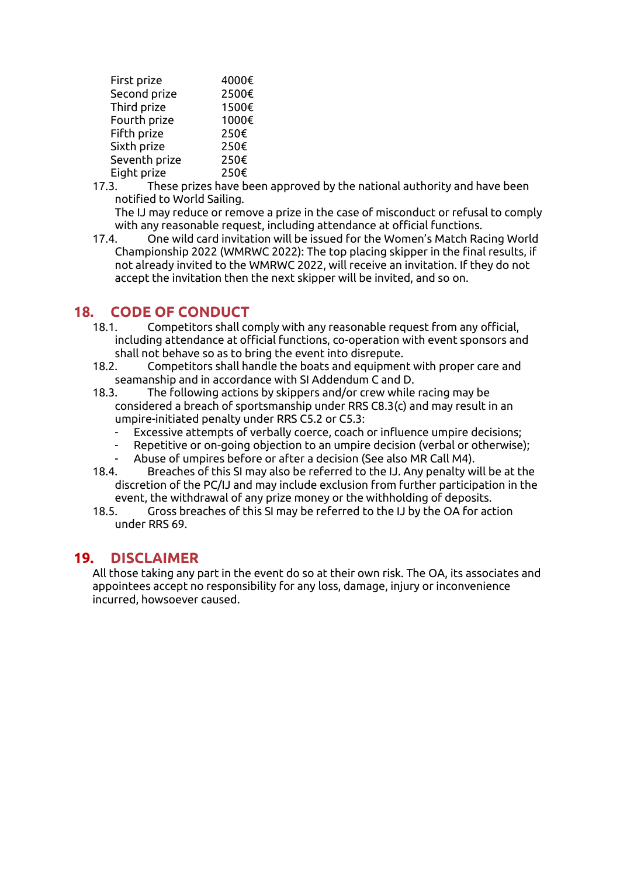| | |
|---|---|
| First prize | 4000€ |
| Second prize | 2500€ |
| Third prize | 1500€ |
| Fourth prize | 1000€ |
| Fifth prize | 250€ |
| Sixth prize | 250€ |
| Seventh prize | 250€ |
| Eight prize | 250€ |

17.3. These prizes have been approved by the national authority and have been notified to World Sailing.
The IJ may reduce or remove a prize in the case of misconduct or refusal to comply with any reasonable request, including attendance at official functions.

17.4. One wild card invitation will be issued for the Women's Match Racing World Championship 2022 (WMRWC 2022): The top placing skipper in the final results, if not already invited to the WMRWC 2022, will receive an invitation. If they do not accept the invitation then the next skipper will be invited, and so on.

## 18. CODE OF CONDUCT

18.1. Competitors shall comply with any reasonable request from any official, including attendance at official functions, co-operation with event sponsors and shall not behave so as to bring the event into disrepute.

18.2. Competitors shall handle the boats and equipment with proper care and seamanship and in accordance with SI Addendum C and D.

18.3. The following actions by skippers and/or crew while racing may be considered a breach of sportsmanship under RRS C8.3(c) and may result in an umpire-initiated penalty under RRS C5.2 or C5.3:

- Excessive attempts of verbally coerce, coach or influence umpire decisions;
- Repetitive or on-going objection to an umpire decision (verbal or otherwise);
- Abuse of umpires before or after a decision (See also MR Call M4).

18.4. Breaches of this SI may also be referred to the IJ. Any penalty will be at the discretion of the PC/IJ and may include exclusion from further participation in the event, the withdrawal of any prize money or the withholding of deposits.

18.5. Gross breaches of this SI may be referred to the IJ by the OA for action under RRS 69.

## 19. DISCLAIMER

All those taking any part in the event do so at their own risk. The OA, its associates and appointees accept no responsibility for any loss, damage, injury or inconvenience incurred, howsoever caused.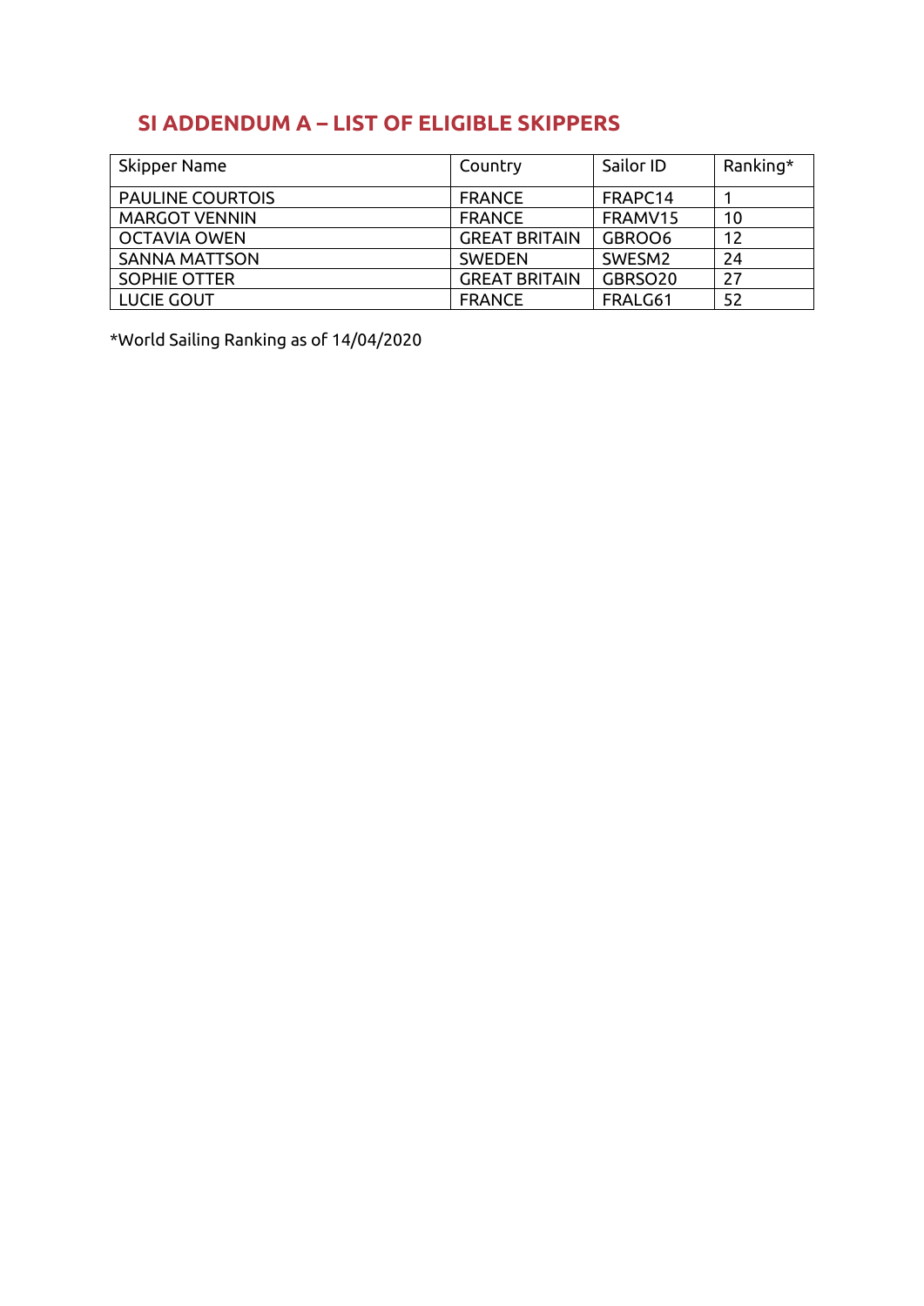## SI ADDENDUM A – LIST OF ELIGIBLE SKIPPERS

| Skipper Name | Country | Sailor ID | Ranking* |
|---|---|---|---|
| PAULINE COURTOIS | FRANCE | FRAPC14 | 1 |
| MARGOT VENNIN | FRANCE | FRAMV15 | 10 |
| OCTAVIA OWEN | GREAT BRITAIN | GBROO6 | 12 |
| SANNA MATTSON | SWEDEN | SWESM2 | 24 |
| SOPHIE OTTER | GREAT BRITAIN | GBRSO20 | 27 |
| LUCIE GOUT | FRANCE | FRALG61 | 52 |

*World Sailing Ranking as of 14/04/2020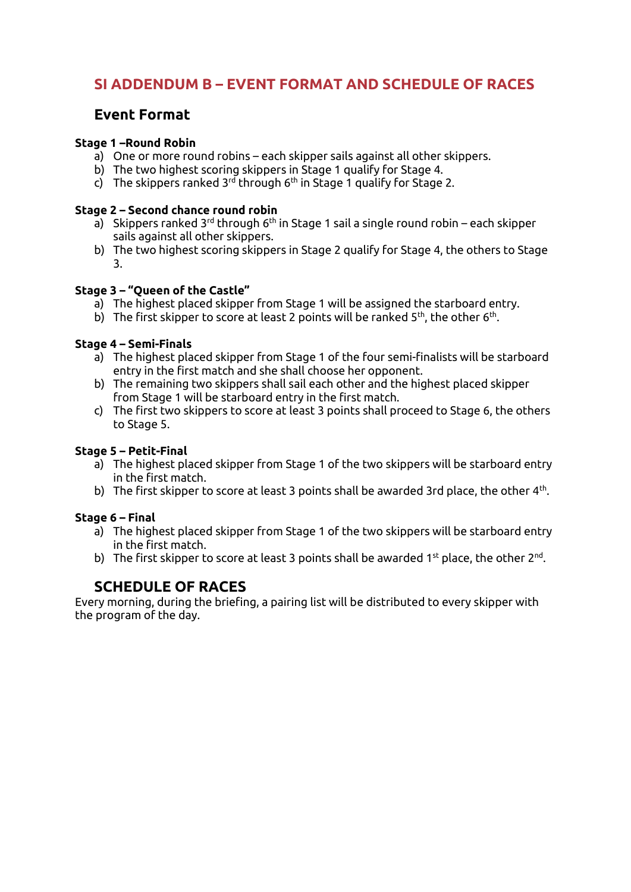## SI ADDENDUM B – EVENT FORMAT AND SCHEDULE OF RACES

### Event Format

**Stage 1 –Round Robin**

a) One or more round robins – each skipper sails against all other skippers.
b) The two highest scoring skippers in Stage 1 qualify for Stage 4.
c) The skippers ranked 3rd through 6th in Stage 1 qualify for Stage 2.

**Stage 2 – Second chance round robin**

a) Skippers ranked 3rd through 6th in Stage 1 sail a single round robin – each skipper sails against all other skippers.
b) The two highest scoring skippers in Stage 2 qualify for Stage 4, the others to Stage 3.

**Stage 3 – "Queen of the Castle"**

a) The highest placed skipper from Stage 1 will be assigned the starboard entry.
b) The first skipper to score at least 2 points will be ranked 5th, the other 6th.

**Stage 4 – Semi-Finals**

a) The highest placed skipper from Stage 1 of the four semi-finalists will be starboard entry in the first match and she shall choose her opponent.
b) The remaining two skippers shall sail each other and the highest placed skipper from Stage 1 will be starboard entry in the first match.
c) The first two skippers to score at least 3 points shall proceed to Stage 6, the others to Stage 5.

**Stage 5 – Petit-Final**

a) The highest placed skipper from Stage 1 of the two skippers will be starboard entry in the first match.
b) The first skipper to score at least 3 points shall be awarded 3rd place, the other 4th.

**Stage 6 – Final**

a) The highest placed skipper from Stage 1 of the two skippers will be starboard entry in the first match.
b) The first skipper to score at least 3 points shall be awarded 1st place, the other 2nd.

### SCHEDULE OF RACES

Every morning, during the briefing, a pairing list will be distributed to every skipper with the program of the day.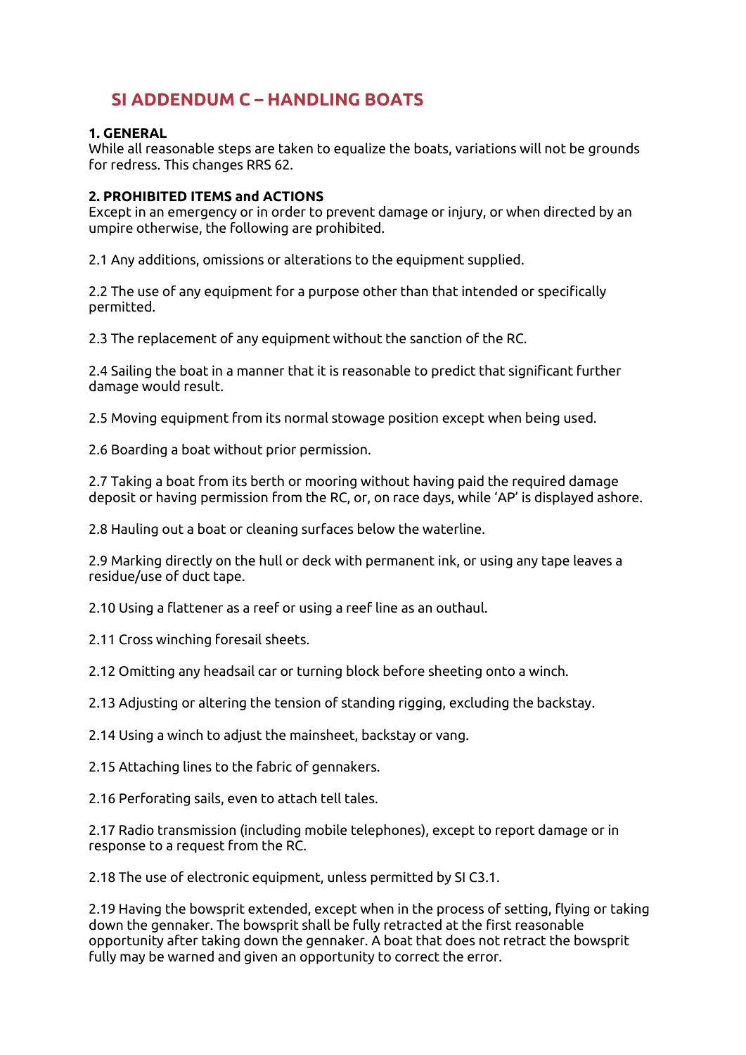# SI ADDENDUM C – HANDLING BOATS

**1. GENERAL**
While all reasonable steps are taken to equalize the boats, variations will not be grounds for redress. This changes RRS 62.

**2. PROHIBITED ITEMS and ACTIONS**
Except in an emergency or in order to prevent damage or injury, or when directed by an umpire otherwise, the following are prohibited.

2.1 Any additions, omissions or alterations to the equipment supplied.

2.2 The use of any equipment for a purpose other than that intended or specifically permitted.

2.3 The replacement of any equipment without the sanction of the RC.

2.4 Sailing the boat in a manner that it is reasonable to predict that significant further damage would result.

2.5 Moving equipment from its normal stowage position except when being used.

2.6 Boarding a boat without prior permission.

2.7 Taking a boat from its berth or mooring without having paid the required damage deposit or having permission from the RC, or, on race days, while 'AP' is displayed ashore.

2.8 Hauling out a boat or cleaning surfaces below the waterline.

2.9 Marking directly on the hull or deck with permanent ink, or using any tape leaves a residue/use of duct tape.

2.10 Using a flattener as a reef or using a reef line as an outhaul.

2.11 Cross winching foresail sheets.

2.12 Omitting any headsail car or turning block before sheeting onto a winch.

2.13 Adjusting or altering the tension of standing rigging, excluding the backstay.

2.14 Using a winch to adjust the mainsheet, backstay or vang.

2.15 Attaching lines to the fabric of gennakers.

2.16 Perforating sails, even to attach tell tales.

2.17 Radio transmission (including mobile telephones), except to report damage or in response to a request from the RC.

2.18 The use of electronic equipment, unless permitted by SI C3.1.

2.19 Having the bowsprit extended, except when in the process of setting, flying or taking down the gennaker. The bowsprit shall be fully retracted at the first reasonable opportunity after taking down the gennaker. A boat that does not retract the bowsprit fully may be warned and given an opportunity to correct the error.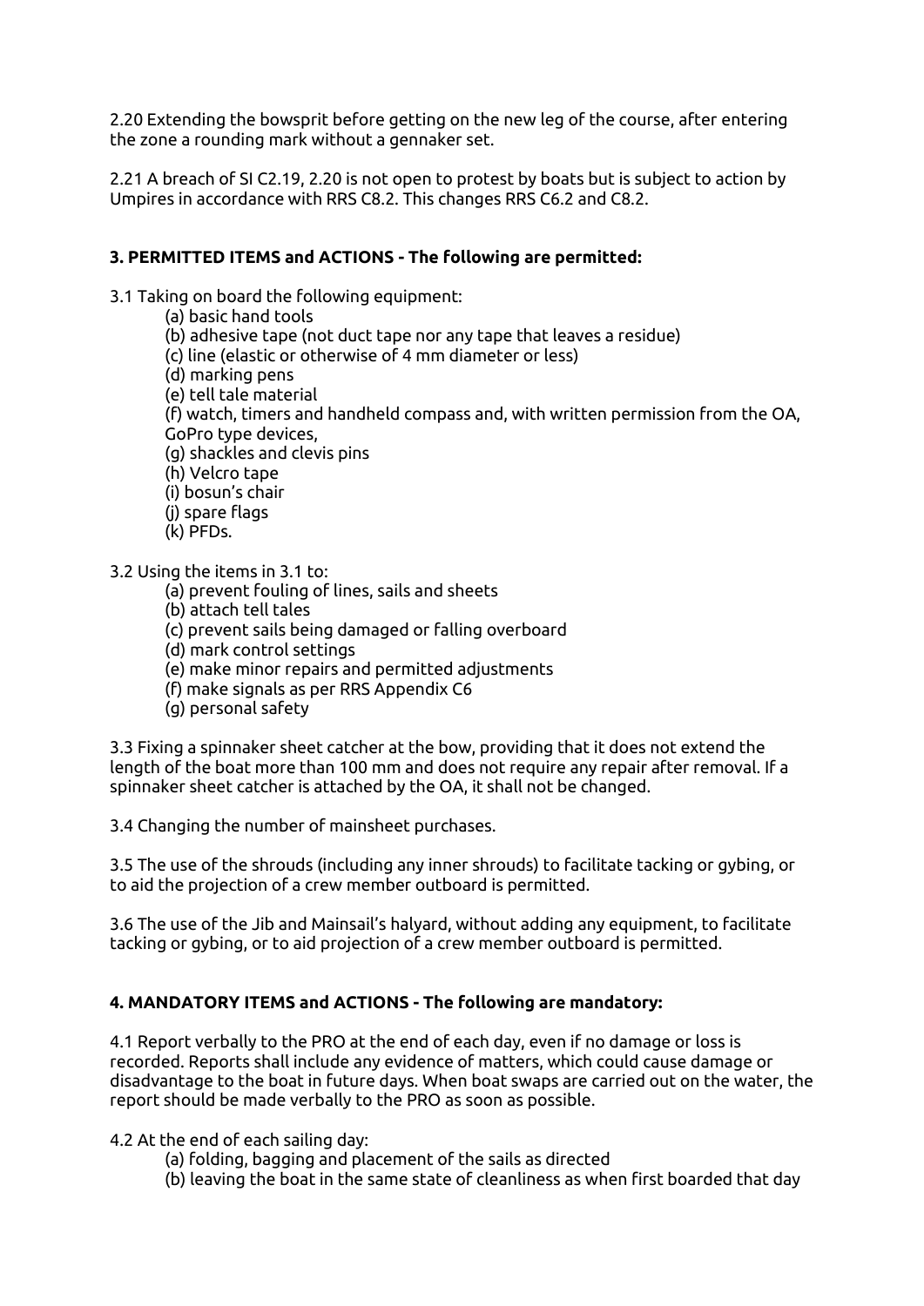2.20 Extending the bowsprit before getting on the new leg of the course, after entering the zone a rounding mark without a gennaker set.

2.21 A breach of SI C2.19, 2.20 is not open to protest by boats but is subject to action by Umpires in accordance with RRS C8.2. This changes RRS C6.2 and C8.2.

### 3. PERMITTED ITEMS and ACTIONS - The following are permitted:

3.1 Taking on board the following equipment:

- (a) basic hand tools
- (b) adhesive tape (not duct tape nor any tape that leaves a residue)
- (c) line (elastic or otherwise of 4 mm diameter or less)
- (d) marking pens
- (e) tell tale material
- (f) watch, timers and handheld compass and, with written permission from the OA, GoPro type devices,
- (g) shackles and clevis pins
- (h) Velcro tape
- (i) bosun's chair
- (j) spare flags
- (k) PFDs.

3.2 Using the items in 3.1 to:

- (a) prevent fouling of lines, sails and sheets
- (b) attach tell tales
- (c) prevent sails being damaged or falling overboard
- (d) mark control settings
- (e) make minor repairs and permitted adjustments
- (f) make signals as per RRS Appendix C6
- (g) personal safety

3.3 Fixing a spinnaker sheet catcher at the bow, providing that it does not extend the length of the boat more than 100 mm and does not require any repair after removal. If a spinnaker sheet catcher is attached by the OA, it shall not be changed.

3.4 Changing the number of mainsheet purchases.

3.5 The use of the shrouds (including any inner shrouds) to facilitate tacking or gybing, or to aid the projection of a crew member outboard is permitted.

3.6 The use of the Jib and Mainsail's halyard, without adding any equipment, to facilitate tacking or gybing, or to aid projection of a crew member outboard is permitted.

### 4. MANDATORY ITEMS and ACTIONS - The following are mandatory:

4.1 Report verbally to the PRO at the end of each day, even if no damage or loss is recorded. Reports shall include any evidence of matters, which could cause damage or disadvantage to the boat in future days. When boat swaps are carried out on the water, the report should be made verbally to the PRO as soon as possible.

4.2 At the end of each sailing day:

- (a) folding, bagging and placement of the sails as directed
- (b) leaving the boat in the same state of cleanliness as when first boarded that day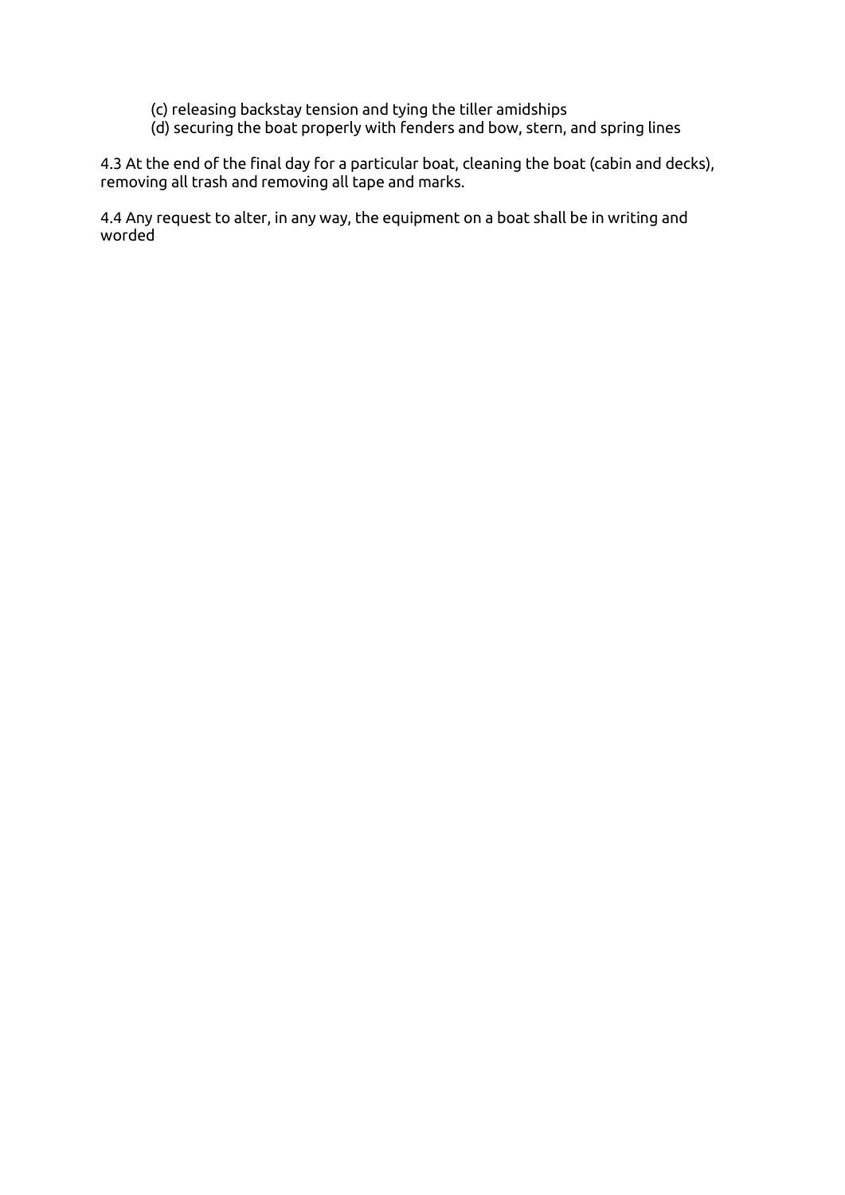(c) releasing backstay tension and tying the tiller amidships
(d) securing the boat properly with fenders and bow, stern, and spring lines

4.3 At the end of the final day for a particular boat, cleaning the boat (cabin and decks), removing all trash and removing all tape and marks.

4.4 Any request to alter, in any way, the equipment on a boat shall be in writing and worded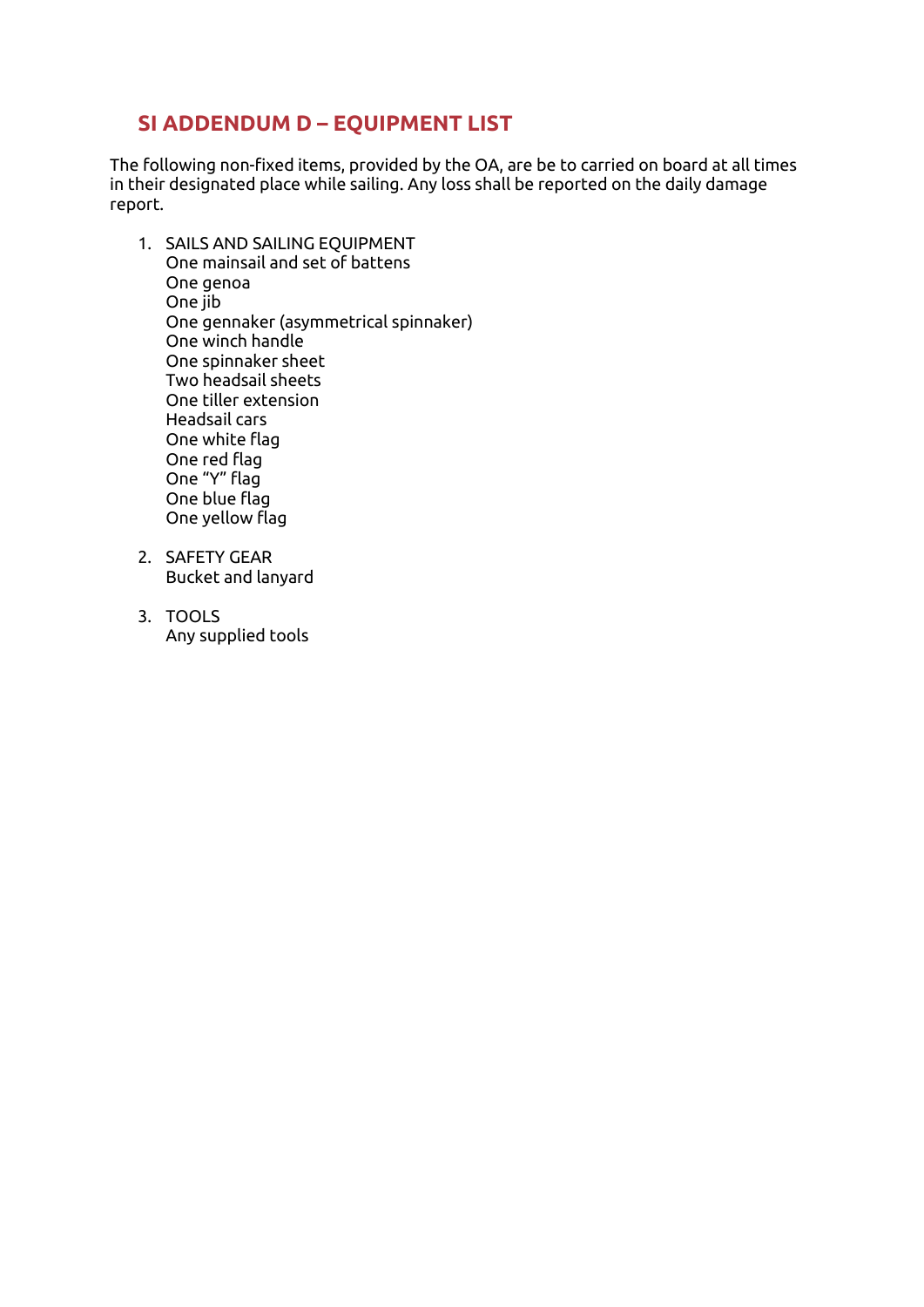## SI ADDENDUM D – EQUIPMENT LIST

The following non-fixed items, provided by the OA, are be to carried on board at all times in their designated place while sailing. Any loss shall be reported on the daily damage report.

1. SAILS AND SAILING EQUIPMENT
   One mainsail and set of battens
   One genoa
   One jib
   One gennaker (asymmetrical spinnaker)
   One winch handle
   One spinnaker sheet
   Two headsail sheets
   One tiller extension
   Headsail cars
   One white flag
   One red flag
   One "Y" flag
   One blue flag
   One yellow flag

2. SAFETY GEAR
   Bucket and lanyard

3. TOOLS
   Any supplied tools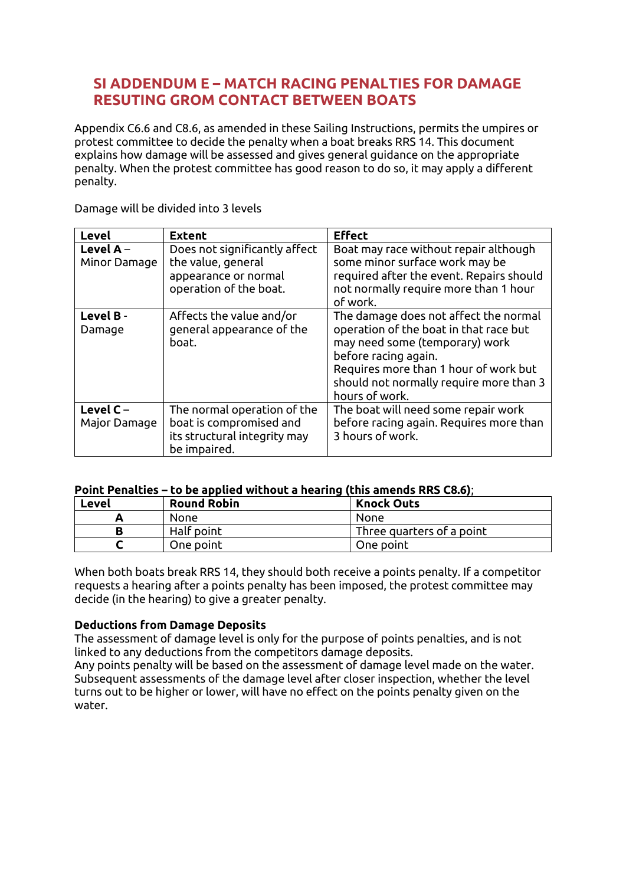## SI ADDENDUM E – MATCH RACING PENALTIES FOR DAMAGE RESUTING GROM CONTACT BETWEEN BOATS

Appendix C6.6 and C8.6, as amended in these Sailing Instructions, permits the umpires or protest committee to decide the penalty when a boat breaks RRS 14. This document explains how damage will be assessed and gives general guidance on the appropriate penalty. When the protest committee has good reason to do so, it may apply a different penalty.

Damage will be divided into 3 levels

| Level | Extent | Effect |
|---|---|---|
| **Level A** – Minor Damage | Does not significantly affect the value, general appearance or normal operation of the boat. | Boat may race without repair although some minor surface work may be required after the event. Repairs should not normally require more than 1 hour of work. |
| **Level B** - Damage | Affects the value and/or general appearance of the boat. | The damage does not affect the normal operation of the boat in that race but may need some (temporary) work before racing again. Requires more than 1 hour of work but should not normally require more than 3 hours of work. |
| **Level C** – Major Damage | The normal operation of the boat is compromised and its structural integrity may be impaired. | The boat will need some repair work before racing again. Requires more than 3 hours of work. |

**Point Penalties – to be applied without a hearing (this amends RRS C8.6)**;

| Level | Round Robin | Knock Outs |
|---|---|---|
| **A** | None | None |
| **B** | Half point | Three quarters of a point |
| **C** | One point | One point |

When both boats break RRS 14, they should both receive a points penalty. If a competitor requests a hearing after a points penalty has been imposed, the protest committee may decide (in the hearing) to give a greater penalty.

**Deductions from Damage Deposits**
The assessment of damage level is only for the purpose of points penalties, and is not linked to any deductions from the competitors damage deposits.
Any points penalty will be based on the assessment of damage level made on the water. Subsequent assessments of the damage level after closer inspection, whether the level turns out to be higher or lower, will have no effect on the points penalty given on the water.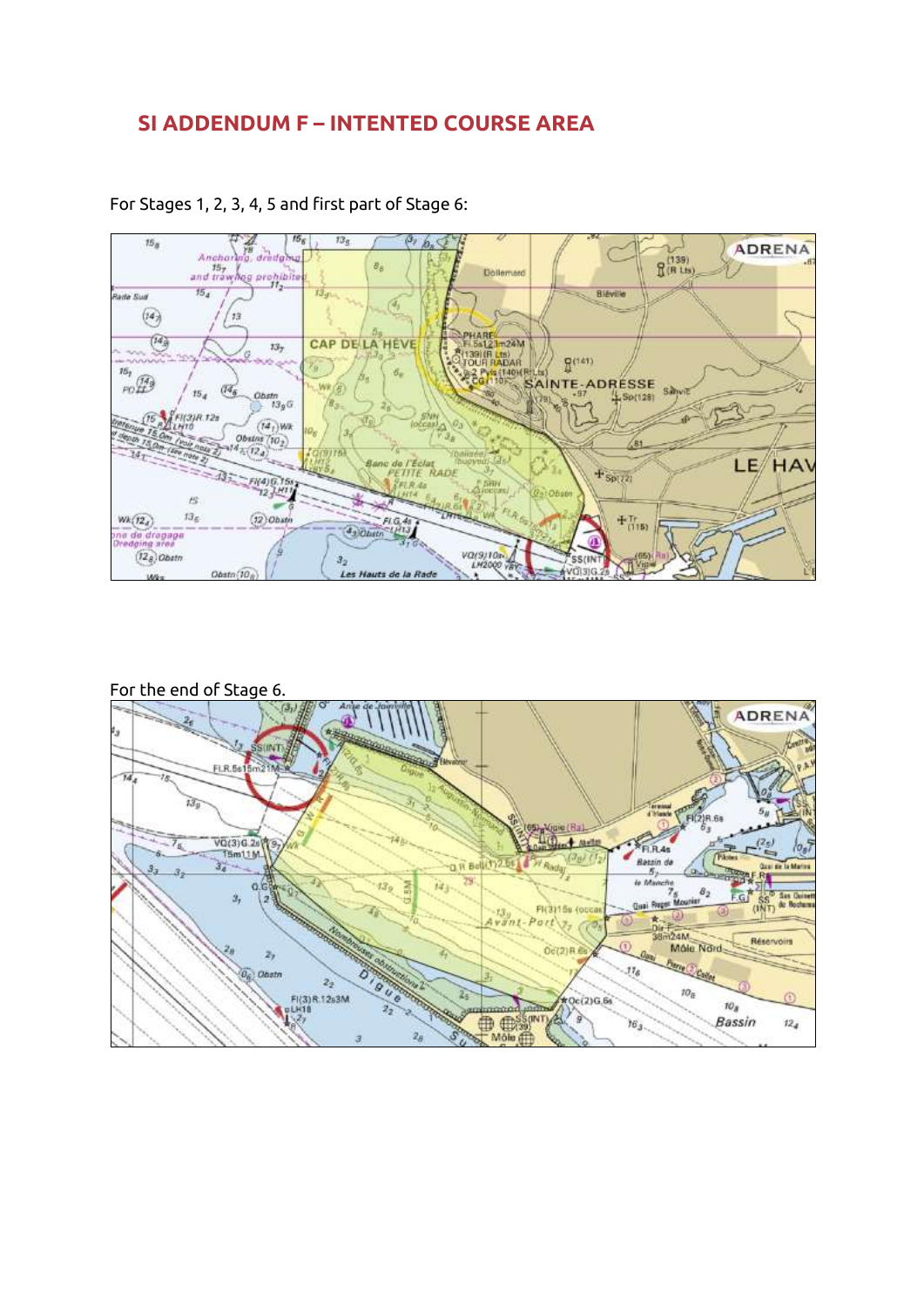# SI ADDENDUM F – INTENTED COURSE AREA

For Stages 1, 2, 3, 4, 5 and first part of Stage 6:

For the end of Stage 6.